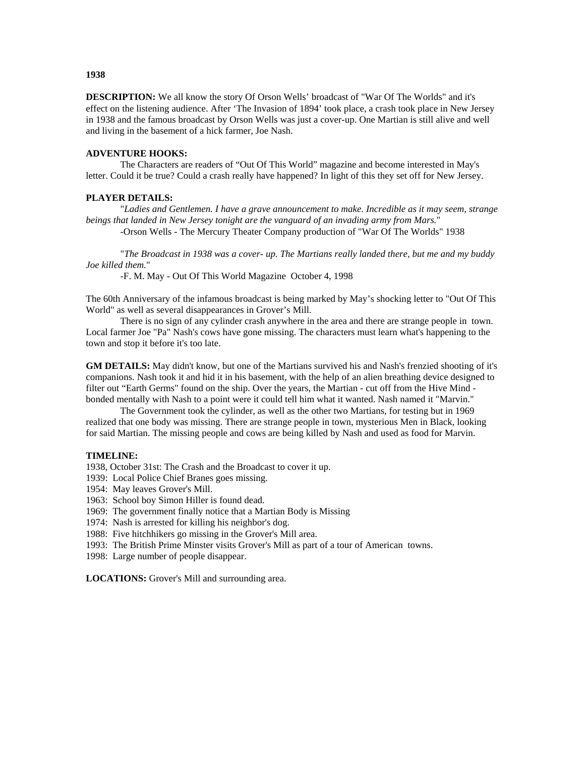**1938**

**DESCRIPTION:** We all know the story Of Orson Wells' broadcast of "War Of The Worlds" and it's effect on the listening audience. After 'The Invasion of 1894' took place, a crash took place in New Jersey in 1938 and the famous broadcast by Orson Wells was just a cover-up. One Martian is still alive and well and living in the basement of a hick farmer, Joe Nash.

**ADVENTURE HOOKS:**

The Characters are readers of "Out Of This World" magazine and become interested in May's letter. Could it be true? Could a crash really have happened? In light of this they set off for New Jersey.

**PLAYER DETAILS:**

"*Ladies and Gentlemen. I have a grave announcement to make. Incredible as it may seem, strange beings that landed in New Jersey tonight are the vanguard of an invading army from Mars.*"

-Orson Wells - The Mercury Theater Company production of "War Of The Worlds" 1938

"*The Broadcast in 1938 was a cover- up. The Martians really landed there, but me and my buddy Joe killed them.*"

-F. M. May - Out Of This World Magazine October 4, 1998

The 60th Anniversary of the infamous broadcast is being marked by May's shocking letter to "Out Of This World" as well as several disappearances in Grover's Mill.

There is no sign of any cylinder crash anywhere in the area and there are strange people in town. Local farmer Joe "Pa" Nash's cows have gone missing. The characters must learn what's happening to the town and stop it before it's too late.

**GM DETAILS:** May didn't know, but one of the Martians survived his and Nash's frenzied shooting of it's companions. Nash took it and hid it in his basement, with the help of an alien breathing device designed to filter out "Earth Germs" found on the ship. Over the years, the Martian - cut off from the Hive Mind - bonded mentally with Nash to a point were it could tell him what it wanted. Nash named it "Marvin."

The Government took the cylinder, as well as the other two Martians, for testing but in 1969 realized that one body was missing. There are strange people in town, mysterious Men in Black, looking for said Martian. The missing people and cows are being killed by Nash and used as food for Marvin.

**TIMELINE:**

1938, October 31st: The Crash and the Broadcast to cover it up.
1939: Local Police Chief Branes goes missing.
1954: May leaves Grover's Mill.
1963: School boy Simon Hiller is found dead.
1969: The government finally notice that a Martian Body is Missing
1974: Nash is arrested for killing his neighbor's dog.
1988: Five hitchhikers go missing in the Grover's Mill area.
1993: The British Prime Minster visits Grover's Mill as part of a tour of American towns.
1998: Large number of people disappear.

**LOCATIONS:** Grover's Mill and surrounding area.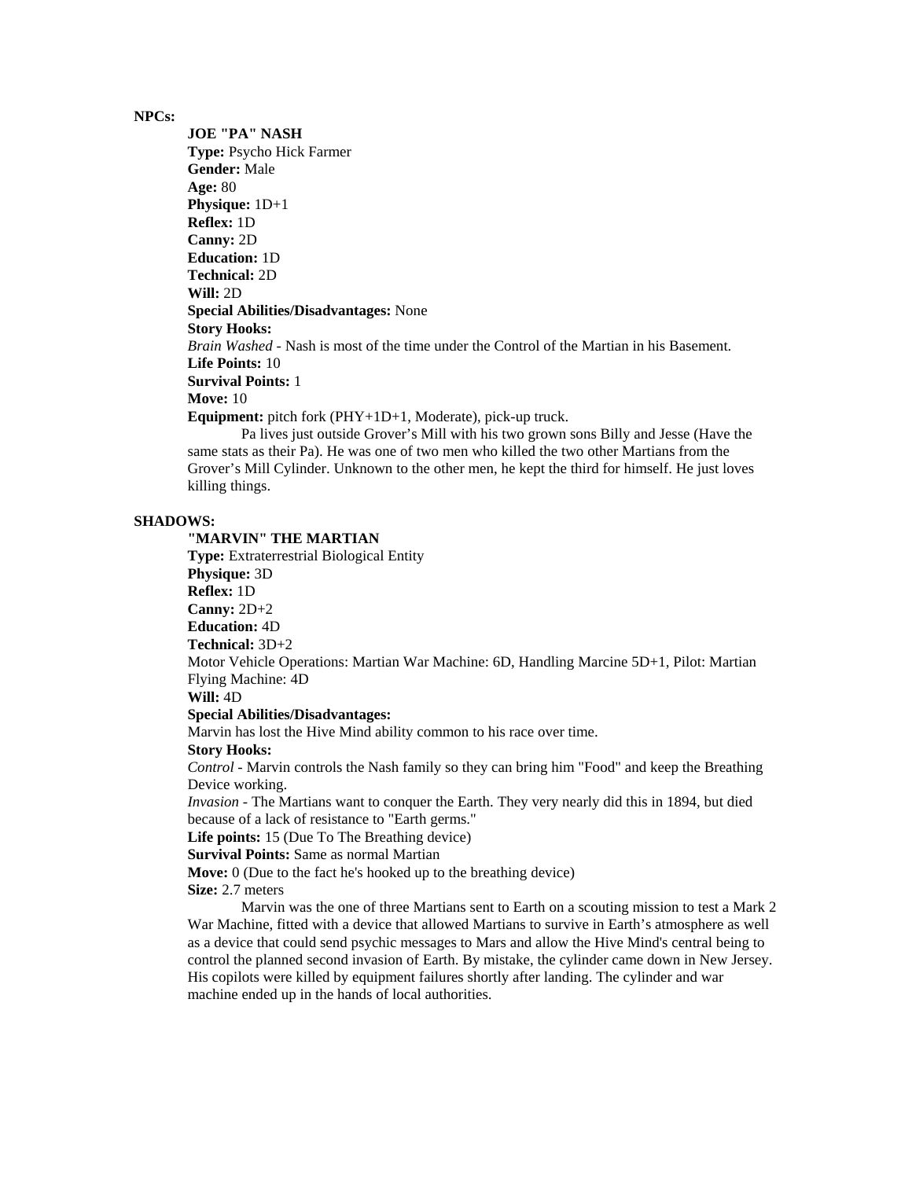**NPCs:**

**JOE "PA" NASH**
**Type:** Psycho Hick Farmer
**Gender:** Male
**Age:** 80
**Physique:** 1D+1
**Reflex:** 1D
**Canny:** 2D
**Education:** 1D
**Technical:** 2D
**Will:** 2D
**Special Abilities/Disadvantages:** None
**Story Hooks:**
*Brain Washed* - Nash is most of the time under the Control of the Martian in his Basement.
**Life Points:** 10
**Survival Points:** 1
**Move:** 10
**Equipment:** pitch fork (PHY+1D+1, Moderate), pick-up truck.

Pa lives just outside Grover's Mill with his two grown sons Billy and Jesse (Have the same stats as their Pa). He was one of two men who killed the two other Martians from the Grover's Mill Cylinder. Unknown to the other men, he kept the third for himself. He just loves killing things.

**SHADOWS:**

**"MARVIN" THE MARTIAN**
**Type:** Extraterrestrial Biological Entity
**Physique:** 3D
**Reflex:** 1D
**Canny:** 2D+2
**Education:** 4D
**Technical:** 3D+2
Motor Vehicle Operations: Martian War Machine: 6D, Handling Marcine 5D+1, Pilot: Martian Flying Machine: 4D
**Will:** 4D
**Special Abilities/Disadvantages:**
Marvin has lost the Hive Mind ability common to his race over time.
**Story Hooks:**
*Control* - Marvin controls the Nash family so they can bring him "Food" and keep the Breathing Device working.
*Invasion* - The Martians want to conquer the Earth. They very nearly did this in 1894, but died because of a lack of resistance to "Earth germs."
**Life points:** 15 (Due To The Breathing device)
**Survival Points:** Same as normal Martian
**Move:** 0 (Due to the fact he's hooked up to the breathing device)
**Size:** 2.7 meters

Marvin was the one of three Martians sent to Earth on a scouting mission to test a Mark 2 War Machine, fitted with a device that allowed Martians to survive in Earth's atmosphere as well as a device that could send psychic messages to Mars and allow the Hive Mind's central being to control the planned second invasion of Earth. By mistake, the cylinder came down in New Jersey. His copilots were killed by equipment failures shortly after landing. The cylinder and war machine ended up in the hands of local authorities.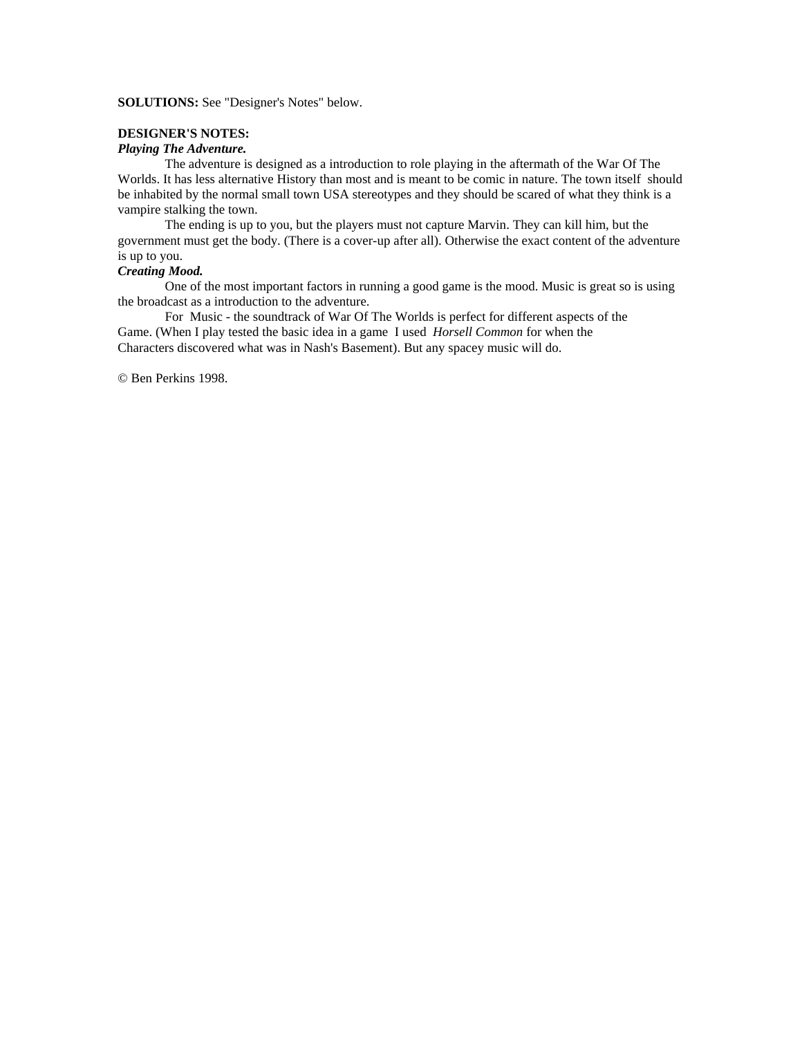**SOLUTIONS:** See "Designer's Notes" below.

**DESIGNER'S NOTES:**

***Playing The Adventure.***

The adventure is designed as a introduction to role playing in the aftermath of the War Of The Worlds. It has less alternative History than most and is meant to be comic in nature. The town itself should be inhabited by the normal small town USA stereotypes and they should be scared of what they think is a vampire stalking the town.

The ending is up to you, but the players must not capture Marvin. They can kill him, but the government must get the body. (There is a cover-up after all). Otherwise the exact content of the adventure is up to you.

***Creating Mood.***

One of the most important factors in running a good game is the mood. Music is great so is using the broadcast as a introduction to the adventure.

For Music - the soundtrack of War Of The Worlds is perfect for different aspects of the Game. (When I play tested the basic idea in a game I used *Horsell Common* for when the Characters discovered what was in Nash's Basement). But any spacey music will do.

© Ben Perkins 1998.